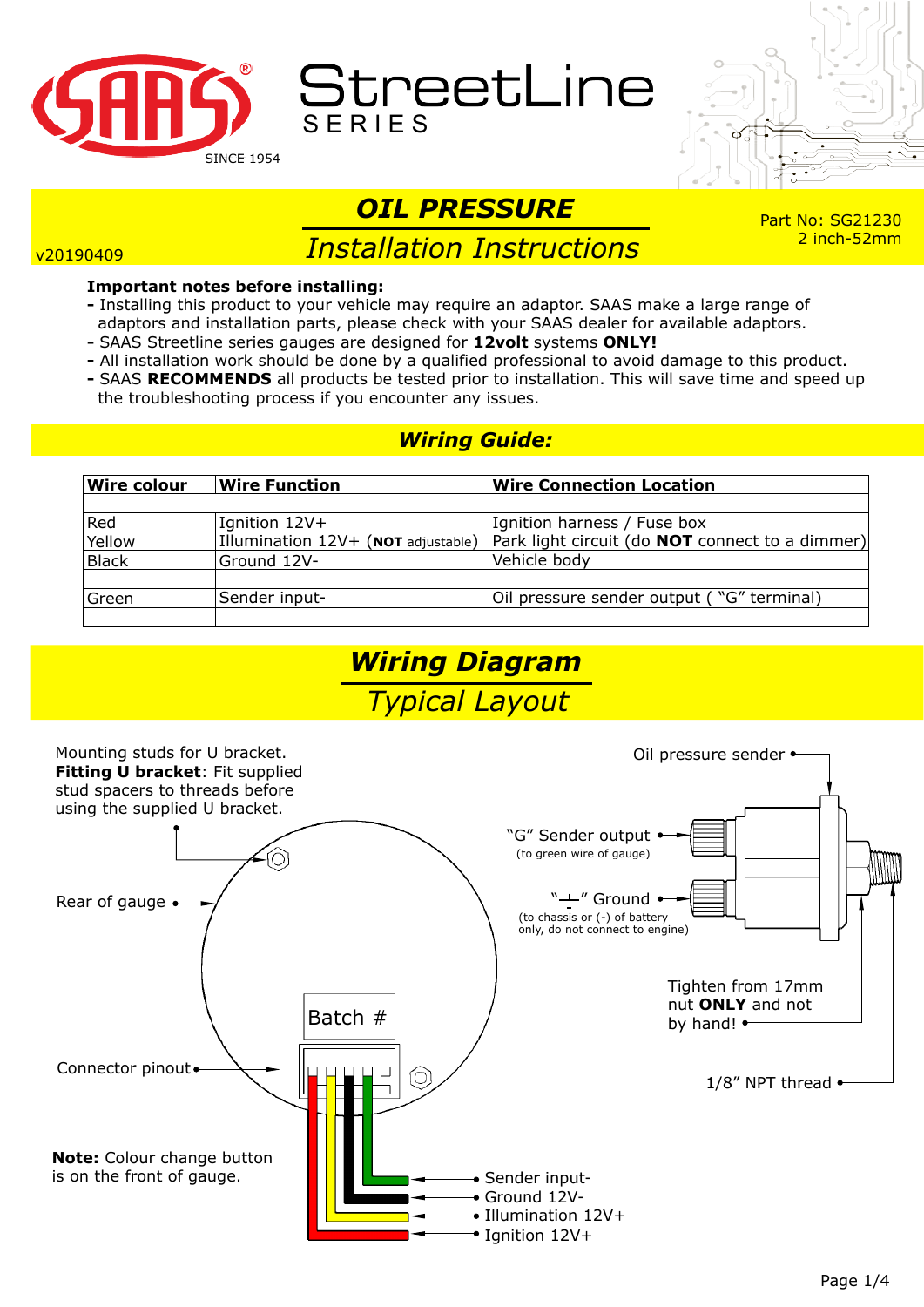SAAS® SINCE 1954

StreetLine SERIES

# OIL PRESSURE

## Installation Instructions

v20190409

Part No: SG21230
2 inch-52mm

**Important notes before installing:**

- Installing this product to your vehicle may require an adaptor. SAAS make a large range of adaptors and installation parts, please check with your SAAS dealer for available adaptors.
- SAAS Streetline series gauges are designed for **12volt** systems **ONLY!**
- All installation work should be done by a qualified professional to avoid damage to this product.
- SAAS **RECOMMENDS** all products be tested prior to installation. This will save time and speed up the troubleshooting process if you encounter any issues.

## Wiring Guide:

| Wire colour | Wire Function | Wire Connection Location |
|---|---|---|
| | | |
| Red | Ignition 12V+ | Ignition harness / Fuse box |
| Yellow | Illumination 12V+ (**NOT** adjustable) | Park light circuit (do **NOT** connect to a dimmer) |
| Black | Ground 12V- | Vehicle body |
| | | |
| Green | Sender input- | Oil pressure sender output ( “G” terminal) |
| | | |

## Wiring Diagram

### Typical Layout

Mounting studs for U bracket.
**Fitting U bracket**: Fit supplied stud spacers to threads before using the supplied U bracket.

Rear of gauge

Batch #

Connector pinout

**Note:** Colour change button is on the front of gauge.

- Sender input-
- Ground 12V-
- Illumination 12V+
- Ignition 12V+

Oil pressure sender

“G” Sender output
(to green wire of gauge)

“⏚” Ground
(to chassis or (-) of battery only, do not connect to engine)

Tighten from 17mm nut **ONLY** and not by hand!

1/8” NPT thread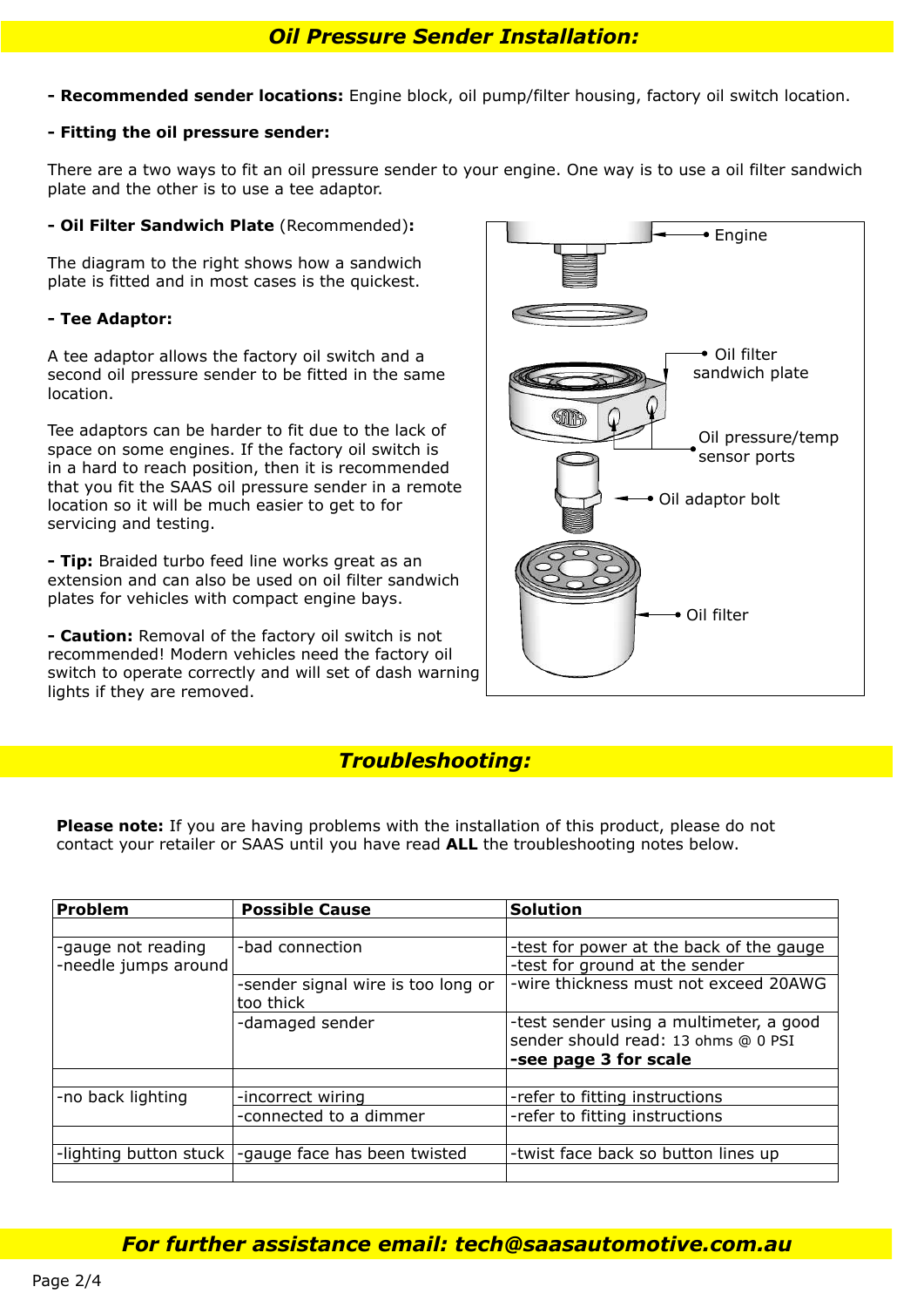## *Oil Pressure Sender Installation:*

**- Recommended sender locations:** Engine block, oil pump/filter housing, factory oil switch location.

**- Fitting the oil pressure sender:**

There are a two ways to fit an oil pressure sender to your engine. One way is to use a oil filter sandwich plate and the other is to use a tee adaptor.

**- Oil Filter Sandwich Plate** (Recommended)**:**

The diagram to the right shows how a sandwich plate is fitted and in most cases is the quickest.

**- Tee Adaptor:**

A tee adaptor allows the factory oil switch and a second oil pressure sender to be fitted in the same location.

Tee adaptors can be harder to fit due to the lack of space on some engines. If the factory oil switch is in a hard to reach position, then it is recommended that you fit the SAAS oil pressure sender in a remote location so it will be much easier to get to for servicing and testing.

**- Tip:** Braided turbo feed line works great as an extension and can also be used on oil filter sandwich plates for vehicles with compact engine bays.

**- Caution:** Removal of the factory oil switch is not recommended! Modern vehicles need the factory oil switch to operate correctly and will set of dash warning lights if they are removed.

Engine

Oil filter sandwich plate

Oil pressure/temp sensor ports

Oil adaptor bolt

Oil filter

## *Troubleshooting:*

**Please note:** If you are having problems with the installation of this product, please do not contact your retailer or SAAS until you have read **ALL** the troubleshooting notes below.

| Problem | Possible Cause | Solution |
|---|---|---|
| -gauge not reading<br>-needle jumps around | -bad connection | -test for power at the back of the gauge<br>-test for ground at the sender |
| | -sender signal wire is too long or too thick | -wire thickness must not exceed 20AWG |
| | -damaged sender | -test sender using a multimeter, a good sender should read: 13 ohms @ 0 PSI<br>**-see page 3 for scale** |
| -no back lighting | -incorrect wiring | -refer to fitting instructions |
| | -connected to a dimmer | -refer to fitting instructions |
| -lighting button stuck | -gauge face has been twisted | -twist face back so button lines up |

***For further assistance email: tech@saasautomotive.com.au***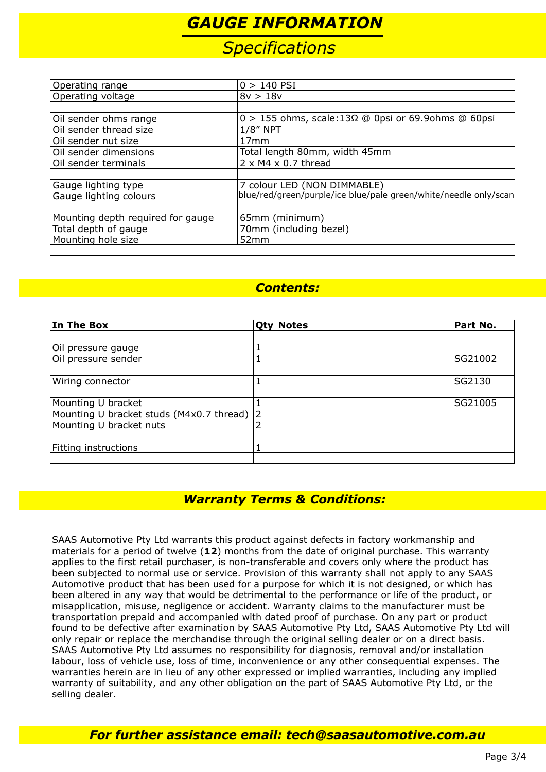# ***GAUGE INFORMATION***

## *Specifications*

| | |
|---|---|
| Operating range | 0 > 140 PSI |
| Operating voltage | 8v > 18v |
| | |
| Oil sender ohms range | 0 > 155 ohms, scale:13Ω @ 0psi or 69.9ohms @ 60psi |
| Oil sender thread size | 1/8" NPT |
| Oil sender nut size | 17mm |
| Oil sender dimensions | Total length 80mm, width 45mm |
| Oil sender terminals | 2 x M4 x 0.7 thread |
| | |
| Gauge lighting type | 7 colour LED (NON DIMMABLE) |
| Gauge lighting colours | blue/red/green/purple/ice blue/pale green/white/needle only/scan |
| | |
| Mounting depth required for gauge | 65mm (minimum) |
| Total depth of gauge | 70mm (including bezel) |
| Mounting hole size | 52mm |
| | |

## ***Contents:***

| **In The Box** | **Qty** | **Notes** | **Part No.** |
|---|---|---|---|
| | | | |
| Oil pressure gauge | 1 | | |
| Oil pressure sender | 1 | | SG21002 |
| | | | |
| Wiring connector | 1 | | SG2130 |
| | | | |
| Mounting U bracket | 1 | | SG21005 |
| Mounting U bracket studs (M4x0.7 thread) | 2 | | |
| Mounting U bracket nuts | 2 | | |
| | | | |
| Fitting instructions | 1 | | |
| | | | |

## ***Warranty Terms & Conditions:***

SAAS Automotive Pty Ltd warrants this product against defects in factory workmanship and materials for a period of twelve (**12**) months from the date of original purchase. This warranty applies to the first retail purchaser, is non-transferable and covers only where the product has been subjected to normal use or service. Provision of this warranty shall not apply to any SAAS Automotive product that has been used for a purpose for which it is not designed, or which has been altered in any way that would be detrimental to the performance or life of the product, or misapplication, misuse, negligence or accident. Warranty claims to the manufacturer must be transportation prepaid and accompanied with dated proof of purchase. On any part or product found to be defective after examination by SAAS Automotive Pty Ltd, SAAS Automotive Pty Ltd will only repair or replace the merchandise through the original selling dealer or on a direct basis. SAAS Automotive Pty Ltd assumes no responsibility for diagnosis, removal and/or installation labour, loss of vehicle use, loss of time, inconvenience or any other consequential expenses. The warranties herein are in lieu of any other expressed or implied warranties, including any implied warranty of suitability, and any other obligation on the part of SAAS Automotive Pty Ltd, or the selling dealer.

***For further assistance email: tech@saasautomotive.com.au***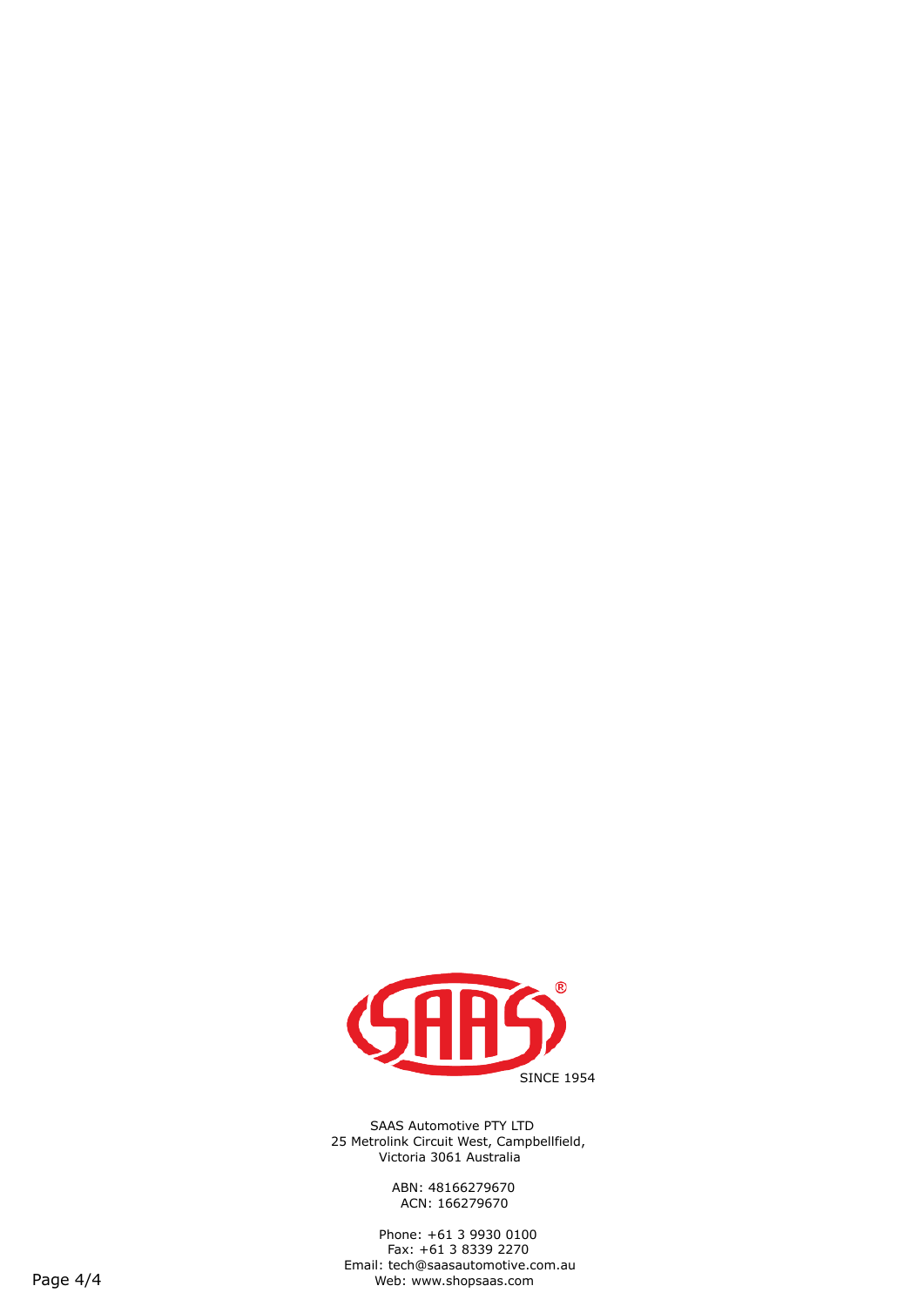SINCE 1954

SAAS Automotive PTY LTD
25 Metrolink Circuit West, Campbellfield,
Victoria 3061 Australia

ABN: 48166279670
ACN: 166279670

Phone: +61 3 9930 0100
Fax: +61 3 8339 2270
Email: tech@saasautomotive.com.au
Web: www.shopsaas.com